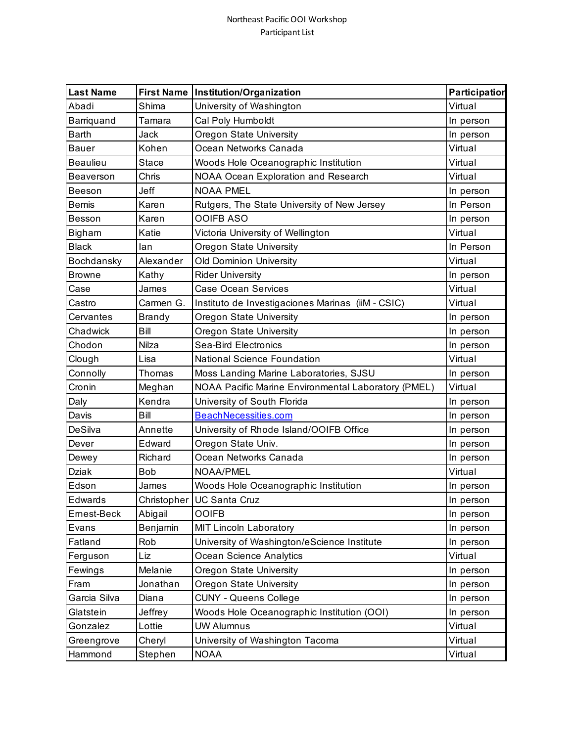Northeast Pacific OOI Workshop
Participant List

| Last Name | First Name | Institution/Organization | Participation |
|---|---|---|---|
| Abadi | Shima | University of Washington | Virtual |
| Barriquand | Tamara | Cal Poly Humboldt | In person |
| Barth | Jack | Oregon State University | In person |
| Bauer | Kohen | Ocean Networks Canada | Virtual |
| Beaulieu | Stace | Woods Hole Oceanographic Institution | Virtual |
| Beaverson | Chris | NOAA Ocean Exploration and Research | Virtual |
| Beeson | Jeff | NOAA PMEL | In person |
| Bemis | Karen | Rutgers, The State University of New Jersey | In Person |
| Besson | Karen | OOIFB ASO | In person |
| Bigham | Katie | Victoria University of Wellington | Virtual |
| Black | Ian | Oregon State University | In Person |
| Bochdansky | Alexander | Old Dominion University | Virtual |
| Browne | Kathy | Rider University | In person |
| Case | James | Case Ocean Services | Virtual |
| Castro | Carmen G. | Instituto de Investigaciones Marinas (iiM - CSIC) | Virtual |
| Cervantes | Brandy | Oregon State University | In person |
| Chadwick | Bill | Oregon State University | In person |
| Chodon | Nilza | Sea-Bird Electronics | In person |
| Clough | Lisa | National Science Foundation | Virtual |
| Connolly | Thomas | Moss Landing Marine Laboratories, SJSU | In person |
| Cronin | Meghan | NOAA Pacific Marine Environmental Laboratory (PMEL) | Virtual |
| Daly | Kendra | University of South Florida | In person |
| Davis | Bill | BeachNecessities.com | In person |
| DeSilva | Annette | University of Rhode Island/OOIFB Office | In person |
| Dever | Edward | Oregon State Univ. | In person |
| Dewey | Richard | Ocean Networks Canada | In person |
| Dziak | Bob | NOAA/PMEL | Virtual |
| Edson | James | Woods Hole Oceanographic Institution | In person |
| Edwards | Christopher | UC Santa Cruz | In person |
| Ernest-Beck | Abigail | OOIFB | In person |
| Evans | Benjamin | MIT Lincoln Laboratory | In person |
| Fatland | Rob | University of Washington/eScience Institute | In person |
| Ferguson | Liz | Ocean Science Analytics | Virtual |
| Fewings | Melanie | Oregon State University | In person |
| Fram | Jonathan | Oregon State University | In person |
| Garcia Silva | Diana | CUNY - Queens College | In person |
| Glatstein | Jeffrey | Woods Hole Oceanographic Institution (OOI) | In person |
| Gonzalez | Lottie | UW Alumnus | Virtual |
| Greengrove | Cheryl | University of Washington Tacoma | Virtual |
| Hammond | Stephen | NOAA | Virtual |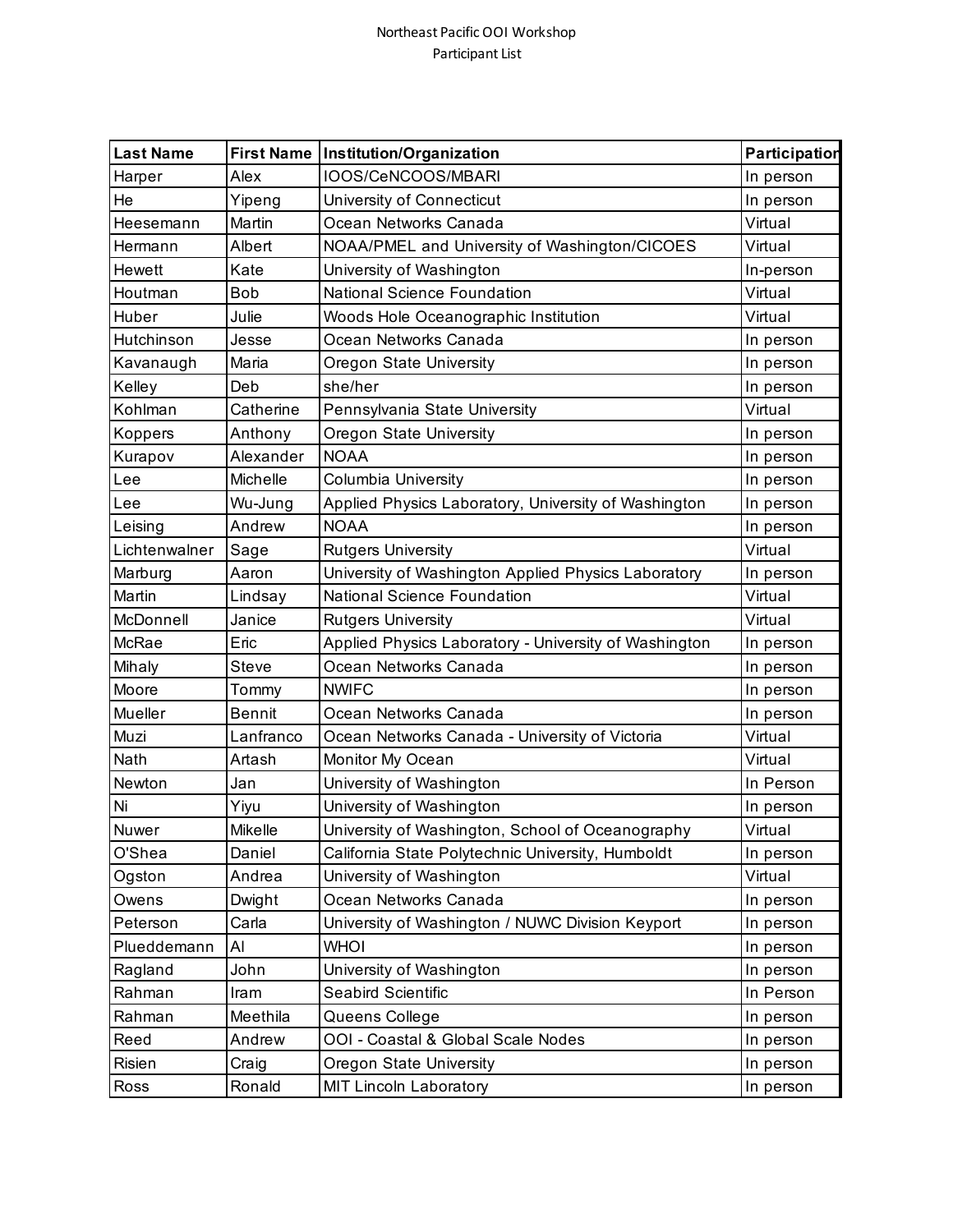Northeast Pacific OOI Workshop
Participant List

| Last Name | First Name | Institution/Organization | Participation |
|---|---|---|---|
| Harper | Alex | IOOS/CeNCOOS/MBARI | In person |
| He | Yipeng | University of Connecticut | In person |
| Heesemann | Martin | Ocean Networks Canada | Virtual |
| Hermann | Albert | NOAA/PMEL and University of Washington/CICOES | Virtual |
| Hewett | Kate | University of Washington | In-person |
| Houtman | Bob | National Science Foundation | Virtual |
| Huber | Julie | Woods Hole Oceanographic Institution | Virtual |
| Hutchinson | Jesse | Ocean Networks Canada | In person |
| Kavanaugh | Maria | Oregon State University | In person |
| Kelley | Deb | she/her | In person |
| Kohlman | Catherine | Pennsylvania State University | Virtual |
| Koppers | Anthony | Oregon State University | In person |
| Kurapov | Alexander | NOAA | In person |
| Lee | Michelle | Columbia University | In person |
| Lee | Wu-Jung | Applied Physics Laboratory, University of Washington | In person |
| Leising | Andrew | NOAA | In person |
| Lichtenwalner | Sage | Rutgers University | Virtual |
| Marburg | Aaron | University of Washington Applied Physics Laboratory | In person |
| Martin | Lindsay | National Science Foundation | Virtual |
| McDonnell | Janice | Rutgers University | Virtual |
| McRae | Eric | Applied Physics Laboratory - University of Washington | In person |
| Mihaly | Steve | Ocean Networks Canada | In person |
| Moore | Tommy | NWIFC | In person |
| Mueller | Bennit | Ocean Networks Canada | In person |
| Muzi | Lanfranco | Ocean Networks Canada - University of Victoria | Virtual |
| Nath | Artash | Monitor My Ocean | Virtual |
| Newton | Jan | University of Washington | In Person |
| Ni | Yiyu | University of Washington | In person |
| Nuwer | Mikelle | University of Washington, School of Oceanography | Virtual |
| O'Shea | Daniel | California State Polytechnic University, Humboldt | In person |
| Ogston | Andrea | University of Washington | Virtual |
| Owens | Dwight | Ocean Networks Canada | In person |
| Peterson | Carla | University of Washington / NUWC Division Keyport | In person |
| Plueddemann | Al | WHOI | In person |
| Ragland | John | University of Washington | In person |
| Rahman | Iram | Seabird Scientific | In Person |
| Rahman | Meethila | Queens College | In person |
| Reed | Andrew | OOI - Coastal & Global Scale Nodes | In person |
| Risien | Craig | Oregon State University | In person |
| Ross | Ronald | MIT Lincoln Laboratory | In person |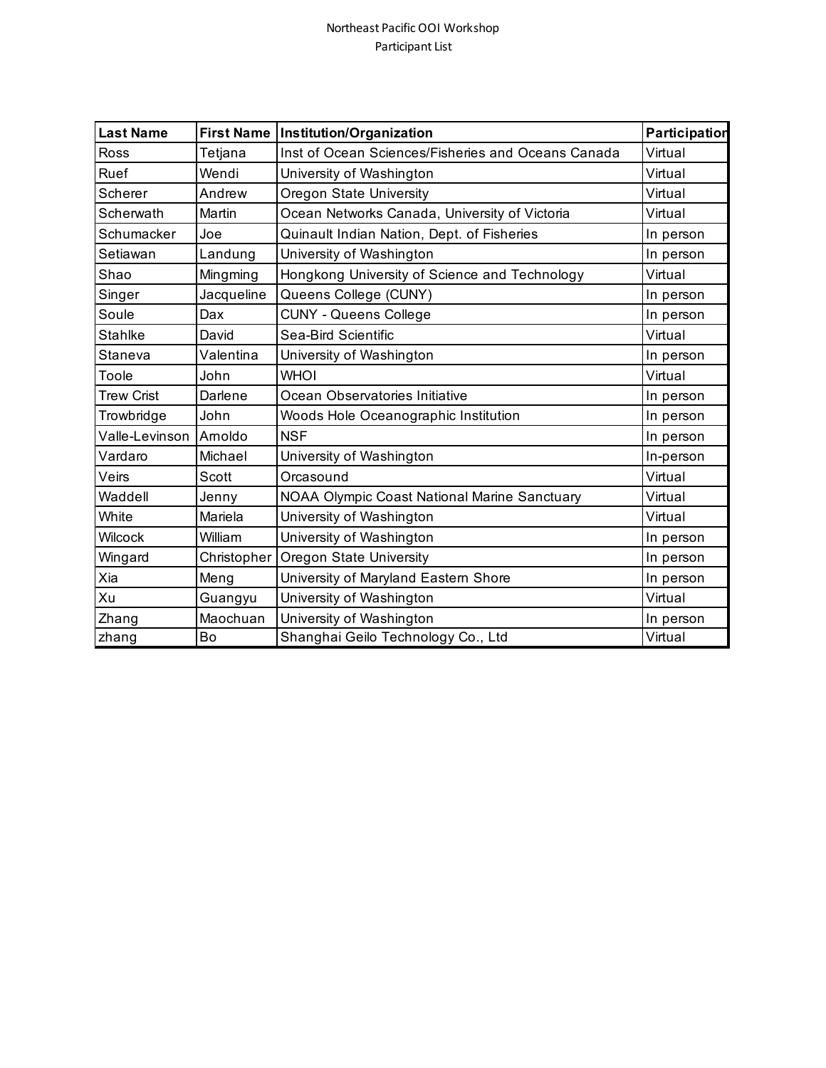Northeast Pacific OOI Workshop
Participant List

| Last Name | First Name | Institution/Organization | Participation |
|---|---|---|---|
| Ross | Tetjana | Inst of Ocean Sciences/Fisheries and Oceans Canada | Virtual |
| Ruef | Wendi | University of Washington | Virtual |
| Scherer | Andrew | Oregon State University | Virtual |
| Scherwath | Martin | Ocean Networks Canada, University of Victoria | Virtual |
| Schumacker | Joe | Quinault Indian Nation, Dept. of Fisheries | In person |
| Setiawan | Landung | University of Washington | In person |
| Shao | Mingming | Hongkong University of Science and Technology | Virtual |
| Singer | Jacqueline | Queens College (CUNY) | In person |
| Soule | Dax | CUNY - Queens College | In person |
| Stahlke | David | Sea-Bird Scientific | Virtual |
| Staneva | Valentina | University of Washington | In person |
| Toole | John | WHOI | Virtual |
| Trew Crist | Darlene | Ocean Observatories Initiative | In person |
| Trowbridge | John | Woods Hole Oceanographic Institution | In person |
| Valle-Levinson | Arnoldo | NSF | In person |
| Vardaro | Michael | University of Washington | In-person |
| Veirs | Scott | Orcasound | Virtual |
| Waddell | Jenny | NOAA Olympic Coast National Marine Sanctuary | Virtual |
| White | Mariela | University of Washington | Virtual |
| Wilcock | William | University of Washington | In person |
| Wingard | Christopher | Oregon State University | In person |
| Xia | Meng | University of Maryland Eastern Shore | In person |
| Xu | Guangyu | University of Washington | Virtual |
| Zhang | Maochuan | University of Washington | In person |
| zhang | Bo | Shanghai Geilo Technology Co., Ltd | Virtual |